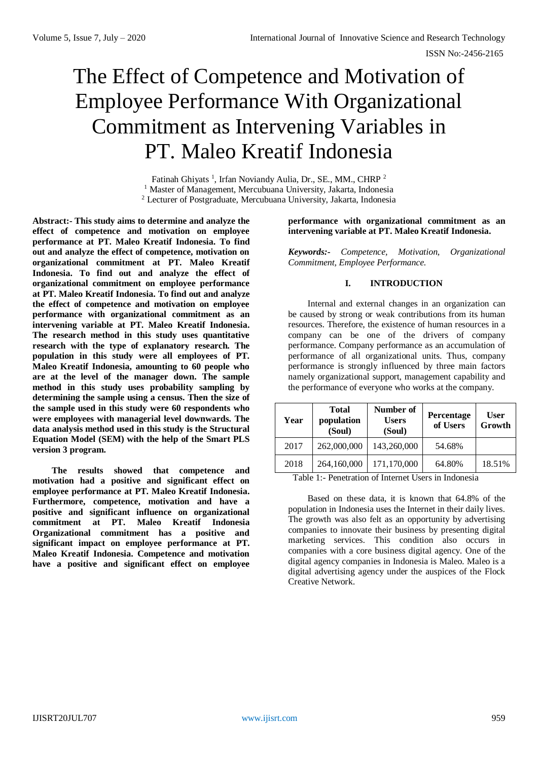# The Effect of Competence and Motivation of Employee Performance With Organizational Commitment as Intervening Variables in PT. Maleo Kreatif Indonesia

Fatinah Ghiyats [1], Irfan Noviandy Aulia, Dr., SE., MM., CHRP [2]

[1] Master of Management, Mercubuana University, Jakarta, Indonesia

[2] Lecturer of Postgraduate, Mercubuana University, Jakarta, Indonesia

**Abstract:- This study aims to determine and analyze the effect of competence and motivation on employee performance at PT. Maleo Kreatif Indonesia. To find out and analyze the effect of competence, motivation on organizational commitment at PT. Maleo Kreatif Indonesia. To find out and analyze the effect of organizational commitment on employee performance at PT. Maleo Kreatif Indonesia. To find out and analyze the effect of competence and motivation on employee performance with organizational commitment as an intervening variable at PT. Maleo Kreatif Indonesia. The research method in this study uses quantitative research with the type of explanatory research. The population in this study were all employees of PT. Maleo Kreatif Indonesia, amounting to 60 people who are at the level of the manager down. The sample method in this study uses probability sampling by determining the sample using a census. Then the size of the sample used in this study were 60 respondents who were employees with managerial level downwards. The data analysis method used in this study is the Structural Equation Model (SEM) with the help of the Smart PLS version 3 program.**

**The results showed that competence and motivation had a positive and significant effect on employee performance at PT. Maleo Kreatif Indonesia. Furthermore, competence, motivation and have a positive and significant influence on organizational commitment at PT. Maleo Kreatif Indonesia Organizational commitment has a positive and significant impact on employee performance at PT. Maleo Kreatif Indonesia. Competence and motivation have a positive and significant effect on employee performance with organizational commitment as an intervening variable at PT. Maleo Kreatif Indonesia.**

***Keywords:-*** *Competence, Motivation, Organizational Commitment, Employee Performance.*

## I. INTRODUCTION

Internal and external changes in an organization can be caused by strong or weak contributions from its human resources. Therefore, the existence of human resources in a company can be one of the drivers of company performance. Company performance as an accumulation of performance of all organizational units. Thus, company performance is strongly influenced by three main factors namely organizational support, management capability and the performance of everyone who works at the company.

| Year | Total population (Soul) | Number of Users (Soul) | Percentage of Users | User Growth |
|---|---|---|---|---|
| 2017 | 262,000,000 | 143,260,000 | 54.68% | |
| 2018 | 264,160,000 | 171,170,000 | 64.80% | 18.51% |

Table 1:- Penetration of Internet Users in Indonesia

Based on these data, it is known that 64.8% of the population in Indonesia uses the Internet in their daily lives. The growth was also felt as an opportunity by advertising companies to innovate their business by presenting digital marketing services. This condition also occurs in companies with a core business digital agency. One of the digital agency companies in Indonesia is Maleo. Maleo is a digital advertising agency under the auspices of the Flock Creative Network.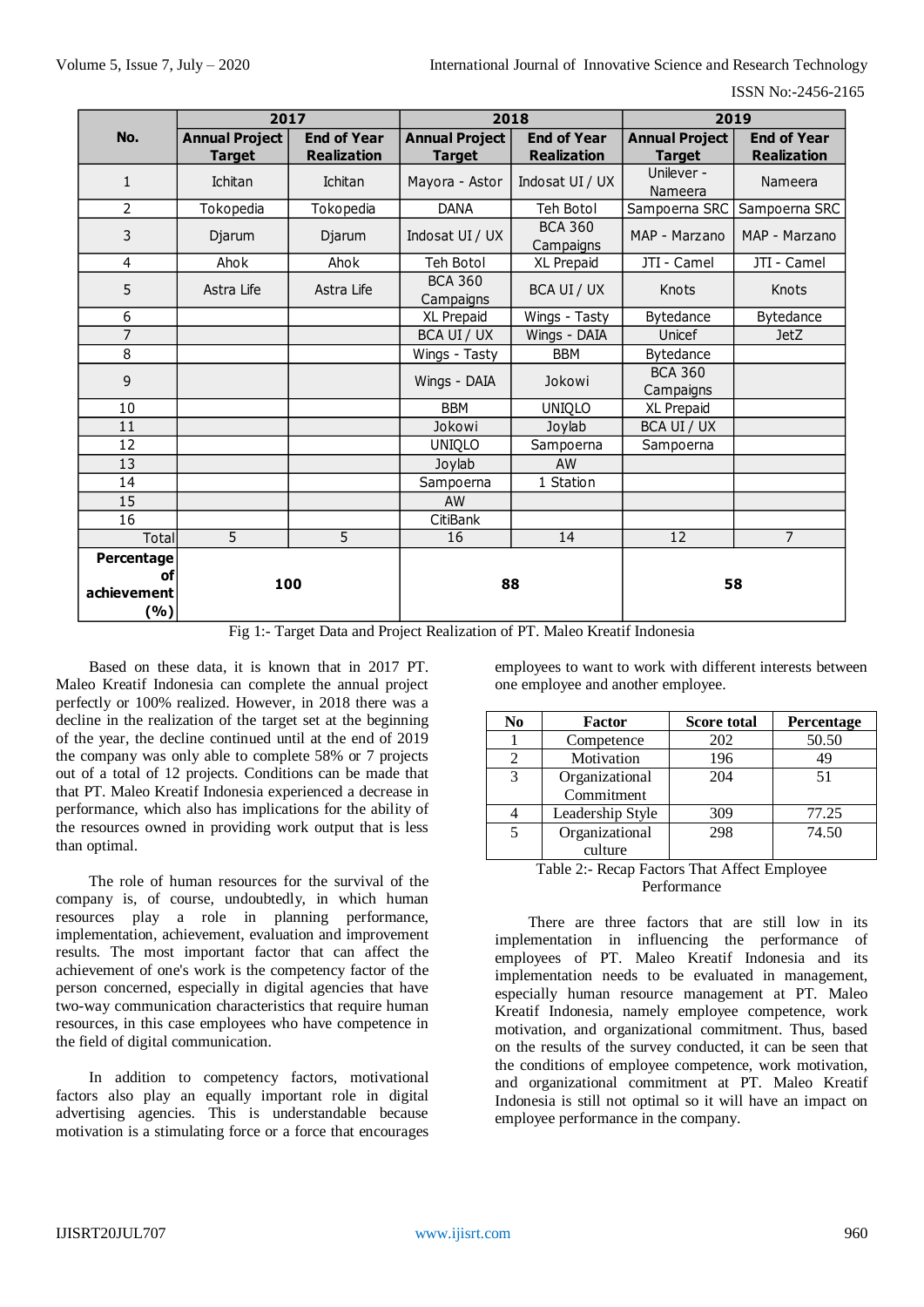| No. | 2017 | | 2018 | | 2019 | |
|---|---|---|---|---|---|---|
| | Annual Project Target | End of Year Realization | Annual Project Target | End of Year Realization | Annual Project Target | End of Year Realization |
| 1 | Ichitan | Ichitan | Mayora - Astor | Indosat UI / UX | Unilever - Nameera | Nameera |
| 2 | Tokopedia | Tokopedia | DANA | Teh Botol | Sampoerna SRC | Sampoerna SRC |
| 3 | Djarum | Djarum | Indosat UI / UX | BCA 360 Campaigns | MAP - Marzano | MAP - Marzano |
| 4 | Ahok | Ahok | Teh Botol | XL Prepaid | JTI - Camel | JTI - Camel |
| 5 | Astra Life | Astra Life | BCA 360 Campaigns | BCA UI / UX | Knots | Knots |
| 6 | | | XL Prepaid | Wings - Tasty | Bytedance | Bytedance |
| 7 | | | BCA UI / UX | Wings - DAIA | Unicef | JetZ |
| 8 | | | Wings - Tasty | BBM | Bytedance | |
| 9 | | | Wings - DAIA | Jokowi | BCA 360 Campaigns | |
| 10 | | | BBM | UNIQLO | XL Prepaid | |
| 11 | | | Jokowi | Joylab | BCA UI / UX | |
| 12 | | | UNIQLO | Sampoerna | Sampoerna | |
| 13 | | | Joylab | AW | | |
| 14 | | | Sampoerna | 1 Station | | |
| 15 | | | AW | | | |
| 16 | | | CitiBank | | | |
| Total | 5 | 5 | 16 | 14 | 12 | 7 |
| Percentage of achievement (%) | 100 | | 88 | | 58 | |

Fig 1:- Target Data and Project Realization of PT. Maleo Kreatif Indonesia

Based on these data, it is known that in 2017 PT. Maleo Kreatif Indonesia can complete the annual project perfectly or 100% realized. However, in 2018 there was a decline in the realization of the target set at the beginning of the year, the decline continued until at the end of 2019 the company was only able to complete 58% or 7 projects out of a total of 12 projects. Conditions can be made that that PT. Maleo Kreatif Indonesia experienced a decrease in performance, which also has implications for the ability of the resources owned in providing work output that is less than optimal.

The role of human resources for the survival of the company is, of course, undoubtedly, in which human resources play a role in planning performance, implementation, achievement, evaluation and improvement results. The most important factor that can affect the achievement of one's work is the competency factor of the person concerned, especially in digital agencies that have two-way communication characteristics that require human resources, in this case employees who have competence in the field of digital communication.

In addition to competency factors, motivational factors also play an equally important role in digital advertising agencies. This is understandable because motivation is a stimulating force or a force that encourages employees to want to work with different interests between one employee and another employee.

| No | Factor | Score total | Percentage |
|---|---|---|---|
| 1 | Competence | 202 | 50.50 |
| 2 | Motivation | 196 | 49 |
| 3 | Organizational Commitment | 204 | 51 |
| 4 | Leadership Style | 309 | 77.25 |
| 5 | Organizational culture | 298 | 74.50 |

Table 2:- Recap Factors That Affect Employee Performance

There are three factors that are still low in its implementation in influencing the performance of employees of PT. Maleo Kreatif Indonesia and its implementation needs to be evaluated in management, especially human resource management at PT. Maleo Kreatif Indonesia, namely employee competence, work motivation, and organizational commitment. Thus, based on the results of the survey conducted, it can be seen that the conditions of employee competence, work motivation, and organizational commitment at PT. Maleo Kreatif Indonesia is still not optimal so it will have an impact on employee performance in the company.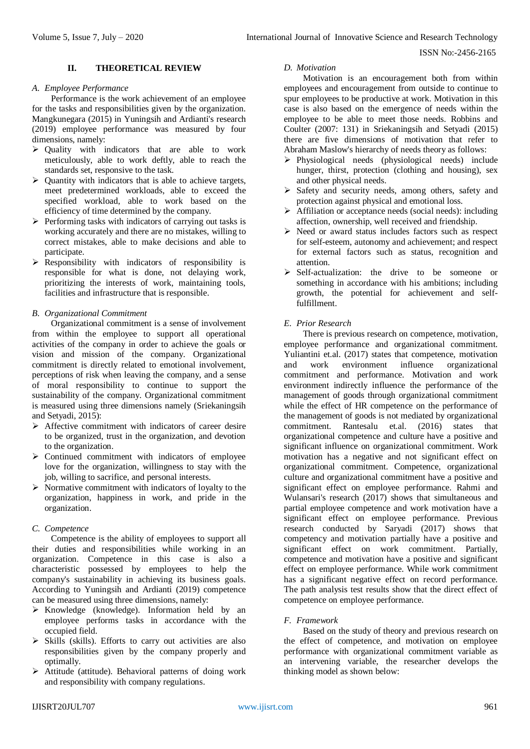## II. THEORETICAL REVIEW

### *A. Employee Performance*

Performance is the work achievement of an employee for the tasks and responsibilities given by the organization. Mangkunegara (2015) in Yuningsih and Ardianti's research (2019) employee performance was measured by four dimensions, namely:

- Quality with indicators that are able to work meticulously, able to work deftly, able to reach the standards set, responsive to the task.
- Quantity with indicators that is able to achieve targets, meet predetermined workloads, able to exceed the specified workload, able to work based on the efficiency of time determined by the company.
- Performing tasks with indicators of carrying out tasks is working accurately and there are no mistakes, willing to correct mistakes, able to make decisions and able to participate.
- Responsibility with indicators of responsibility is responsible for what is done, not delaying work, prioritizing the interests of work, maintaining tools, facilities and infrastructure that is responsible.

### *B. Organizational Commitment*

Organizational commitment is a sense of involvement from within the employee to support all operational activities of the company in order to achieve the goals or vision and mission of the company. Organizational commitment is directly related to emotional involvement, perceptions of risk when leaving the company, and a sense of moral responsibility to continue to support the sustainability of the company. Organizational commitment is measured using three dimensions namely (Sriekaningsih and Setyadi, 2015):

- Affective commitment with indicators of career desire to be organized, trust in the organization, and devotion to the organization.
- Continued commitment with indicators of employee love for the organization, willingness to stay with the job, willing to sacrifice, and personal interests.
- Normative commitment with indicators of loyalty to the organization, happiness in work, and pride in the organization.

### *C. Competence*

Competence is the ability of employees to support all their duties and responsibilities while working in an organization. Competence in this case is also a characteristic possessed by employees to help the company's sustainability in achieving its business goals. According to Yuningsih and Ardianti (2019) competence can be measured using three dimensions, namely:

- Knowledge (knowledge). Information held by an employee performs tasks in accordance with the occupied field.
- Skills (skills). Efforts to carry out activities are also responsibilities given by the company properly and optimally.
- Attitude (attitude). Behavioral patterns of doing work and responsibility with company regulations.

### *D. Motivation*

Motivation is an encouragement both from within employees and encouragement from outside to continue to spur employees to be productive at work. Motivation in this case is also based on the emergence of needs within the employee to be able to meet those needs. Robbins and Coulter (2007: 131) in Sriekaningsih and Setyadi (2015) there are five dimensions of motivation that refer to Abraham Maslow's hierarchy of needs theory as follows:

- Physiological needs (physiological needs) include hunger, thirst, protection (clothing and housing), sex and other physical needs.
- Safety and security needs, among others, safety and protection against physical and emotional loss.
- Affiliation or acceptance needs (social needs): including affection, ownership, well received and friendship.
- Need or award status includes factors such as respect for self-esteem, autonomy and achievement; and respect for external factors such as status, recognition and attention.
- Self-actualization: the drive to be someone or something in accordance with his ambitions; including growth, the potential for achievement and self-fulfillment.

### *E. Prior Research*

There is previous research on competence, motivation, employee performance and organizational commitment. Yuliantini et.al. (2017) states that competence, motivation and work environment influence organizational commitment and performance. Motivation and work environment indirectly influence the performance of the management of goods through organizational commitment while the effect of HR competence on the performance of the management of goods is not mediated by organizational commitment. Rantesalu et.al. (2016) states that organizational competence and culture have a positive and significant influence on organizational commitment. Work motivation has a negative and not significant effect on organizational commitment. Competence, organizational culture and organizational commitment have a positive and significant effect on employee performance. Rahmi and Wulansari's research (2017) shows that simultaneous and partial employee competence and work motivation have a significant effect on employee performance. Previous research conducted by Saryadi (2017) shows that competency and motivation partially have a positive and significant effect on work commitment. Partially, competence and motivation have a positive and significant effect on employee performance. While work commitment has a significant negative effect on record performance. The path analysis test results show that the direct effect of competence on employee performance.

### *F. Framework*

Based on the study of theory and previous research on the effect of competence, and motivation on employee performance with organizational commitment variable as an intervening variable, the researcher develops the thinking model as shown below: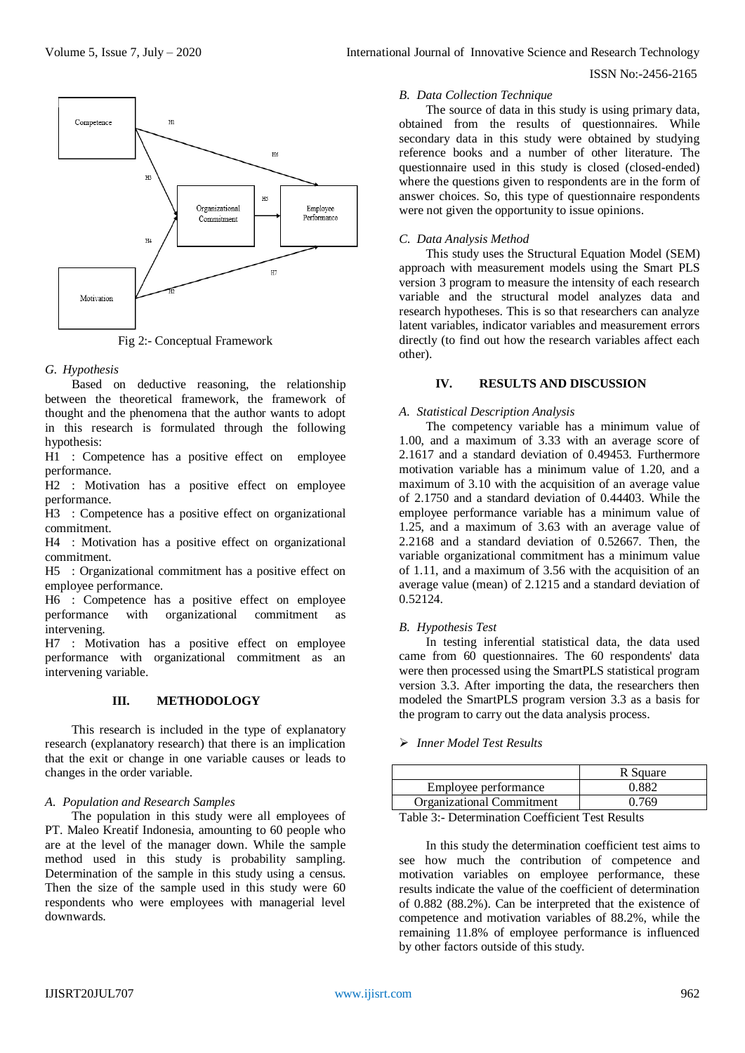Fig 2:- Conceptual Framework

### G. Hypothesis

Based on deductive reasoning, the relationship between the theoretical framework, the framework of thought and the phenomena that the author wants to adopt in this research is formulated through the following hypothesis:

H1 : Competence has a positive effect on employee performance.

H2 : Motivation has a positive effect on employee performance.

H3 : Competence has a positive effect on organizational commitment.

H4 : Motivation has a positive effect on organizational commitment.

H5 : Organizational commitment has a positive effect on employee performance.

H6 : Competence has a positive effect on employee performance with organizational commitment as intervening.

H7 : Motivation has a positive effect on employee performance with organizational commitment as an intervening variable.

## III. METHODOLOGY

This research is included in the type of explanatory research (explanatory research) that there is an implication that the exit or change in one variable causes or leads to changes in the order variable.

### A. Population and Research Samples

The population in this study were all employees of PT. Maleo Kreatif Indonesia, amounting to 60 people who are at the level of the manager down. While the sample method used in this study is probability sampling. Determination of the sample in this study using a census. Then the size of the sample used in this study were 60 respondents who were employees with managerial level downwards.

### B. Data Collection Technique

The source of data in this study is using primary data, obtained from the results of questionnaires. While secondary data in this study were obtained by studying reference books and a number of other literature. The questionnaire used in this study is closed (closed-ended) where the questions given to respondents are in the form of answer choices. So, this type of questionnaire respondents were not given the opportunity to issue opinions.

### C. Data Analysis Method

This study uses the Structural Equation Model (SEM) approach with measurement models using the Smart PLS version 3 program to measure the intensity of each research variable and the structural model analyzes data and research hypotheses. This is so that researchers can analyze latent variables, indicator variables and measurement errors directly (to find out how the research variables affect each other).

## IV. RESULTS AND DISCUSSION

### A. Statistical Description Analysis

The competency variable has a minimum value of 1.00, and a maximum of 3.33 with an average score of 2.1617 and a standard deviation of 0.49453. Furthermore motivation variable has a minimum value of 1.20, and a maximum of 3.10 with the acquisition of an average value of 2.1750 and a standard deviation of 0.44403. While the employee performance variable has a minimum value of 1.25, and a maximum of 3.63 with an average value of 2.2168 and a standard deviation of 0.52667. Then, the variable organizational commitment has a minimum value of 1.11, and a maximum of 3.56 with the acquisition of an average value (mean) of 2.1215 and a standard deviation of 0.52124.

### B. Hypothesis Test

In testing inferential statistical data, the data used came from 60 questionnaires. The 60 respondents' data were then processed using the SmartPLS statistical program version 3.3. After importing the data, the researchers then modeled the SmartPLS program version 3.3 as a basis for the program to carry out the data analysis process.

- *Inner Model Test Results*

| | R Square |
|---|---|
| Employee performance | 0.882 |
| Organizational Commitment | 0.769 |

Table 3:- Determination Coefficient Test Results

In this study the determination coefficient test aims to see how much the contribution of competence and motivation variables on employee performance, these results indicate the value of the coefficient of determination of 0.882 (88.2%). Can be interpreted that the existence of competence and motivation variables of 88.2%, while the remaining 11.8% of employee performance is influenced by other factors outside of this study.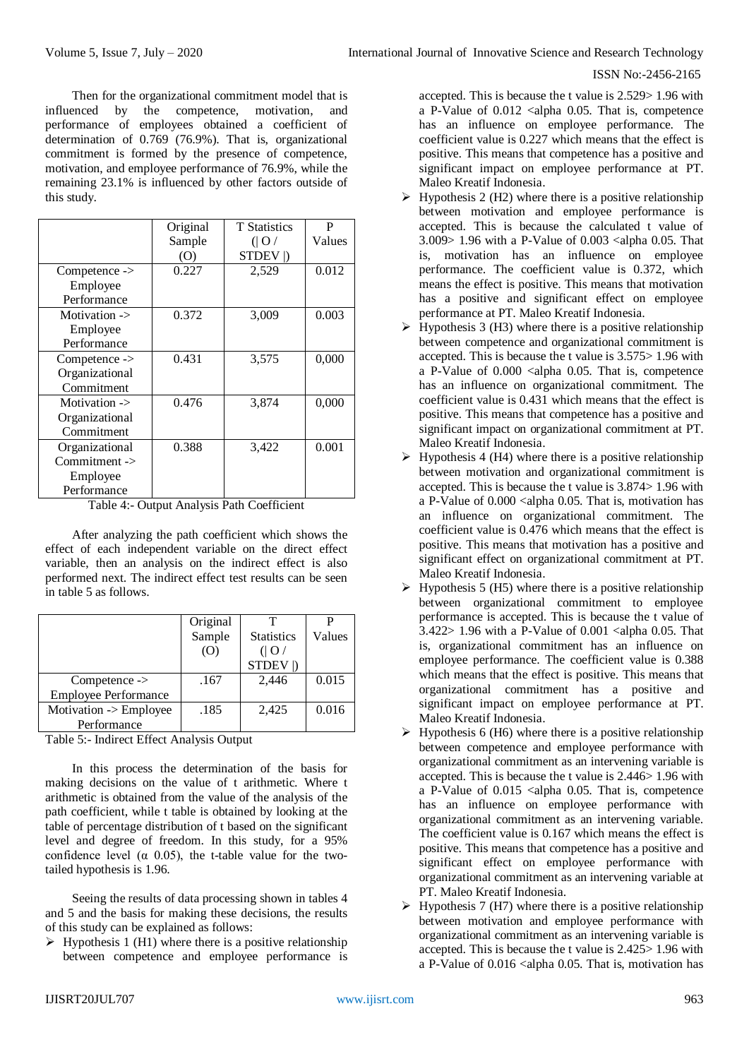Then for the organizational commitment model that is influenced by the competence, motivation, and performance of employees obtained a coefficient of determination of 0.769 (76.9%). That is, organizational commitment is formed by the presence of competence, motivation, and employee performance of 76.9%, while the remaining 23.1% is influenced by other factors outside of this study.

| | Original Sample (O) | T Statistics (\| O / STDEV \|) | P Values |
|---|---|---|---|
| Competence -> Employee Performance | 0.227 | 2,529 | 0.012 |
| Motivation -> Employee Performance | 0.372 | 3,009 | 0.003 |
| Competence -> Organizational Commitment | 0.431 | 3,575 | 0,000 |
| Motivation -> Organizational Commitment | 0.476 | 3,874 | 0,000 |
| Organizational Commitment -> Employee Performance | 0.388 | 3,422 | 0.001 |

Table 4:- Output Analysis Path Coefficient

After analyzing the path coefficient which shows the effect of each independent variable on the direct effect variable, then an analysis on the indirect effect is also performed next. The indirect effect test results can be seen in table 5 as follows.

| | Original Sample (O) | T Statistics (\| O / STDEV \|) | P Values |
|---|---|---|---|
| Competence -> Employee Performance | .167 | 2,446 | 0.015 |
| Motivation -> Employee Performance | .185 | 2,425 | 0.016 |

Table 5:- Indirect Effect Analysis Output

In this process the determination of the basis for making decisions on the value of t arithmetic. Where t arithmetic is obtained from the value of the analysis of the path coefficient, while t table is obtained by looking at the table of percentage distribution of t based on the significant level and degree of freedom. In this study, for a 95% confidence level ($\alpha$ 0.05), the t-table value for the two-tailed hypothesis is 1.96.

Seeing the results of data processing shown in tables 4 and 5 and the basis for making these decisions, the results of this study can be explained as follows:

- Hypothesis 1 (H1) where there is a positive relationship between competence and employee performance is accepted. This is because the t value is 2.529> 1.96 with a P-Value of 0.012 <alpha 0.05. That is, competence has an influence on employee performance. The coefficient value is 0.227 which means that the effect is positive. This means that competence has a positive and significant impact on employee performance at PT. Maleo Kreatif Indonesia.
- Hypothesis 2 (H2) where there is a positive relationship between motivation and employee performance is accepted. This is because the calculated t value of 3.009> 1.96 with a P-Value of 0.003 <alpha 0.05. That is, motivation has an influence on employee performance. The coefficient value is 0.372, which means the effect is positive. This means that motivation has a positive and significant effect on employee performance at PT. Maleo Kreatif Indonesia.
- Hypothesis 3 (H3) where there is a positive relationship between competence and organizational commitment is accepted. This is because the t value is 3.575> 1.96 with a P-Value of 0.000 <alpha 0.05. That is, competence has an influence on organizational commitment. The coefficient value is 0.431 which means that the effect is positive. This means that competence has a positive and significant impact on organizational commitment at PT. Maleo Kreatif Indonesia.
- Hypothesis 4 (H4) where there is a positive relationship between motivation and organizational commitment is accepted. This is because the t value is 3.874> 1.96 with a P-Value of 0.000 <alpha 0.05. That is, motivation has an influence on organizational commitment. The coefficient value is 0.476 which means that the effect is positive. This means that motivation has a positive and significant effect on organizational commitment at PT. Maleo Kreatif Indonesia.
- Hypothesis 5 (H5) where there is a positive relationship between organizational commitment to employee performance is accepted. This is because the t value of 3.422> 1.96 with a P-Value of 0.001 <alpha 0.05. That is, organizational commitment has an influence on employee performance. The coefficient value is 0.388 which means that the effect is positive. This means that organizational commitment has a positive and significant impact on employee performance at PT. Maleo Kreatif Indonesia.
- Hypothesis 6 (H6) where there is a positive relationship between competence and employee performance with organizational commitment as an intervening variable is accepted. This is because the t value is 2.446> 1.96 with a P-Value of 0.015 <alpha 0.05. That is, competence has an influence on employee performance with organizational commitment as an intervening variable. The coefficient value is 0.167 which means the effect is positive. This means that competence has a positive and significant effect on employee performance with organizational commitment as an intervening variable at PT. Maleo Kreatif Indonesia.
- Hypothesis 7 (H7) where there is a positive relationship between motivation and employee performance with organizational commitment as an intervening variable is accepted. This is because the t value is 2.425> 1.96 with a P-Value of 0.016 <alpha 0.05. That is, motivation has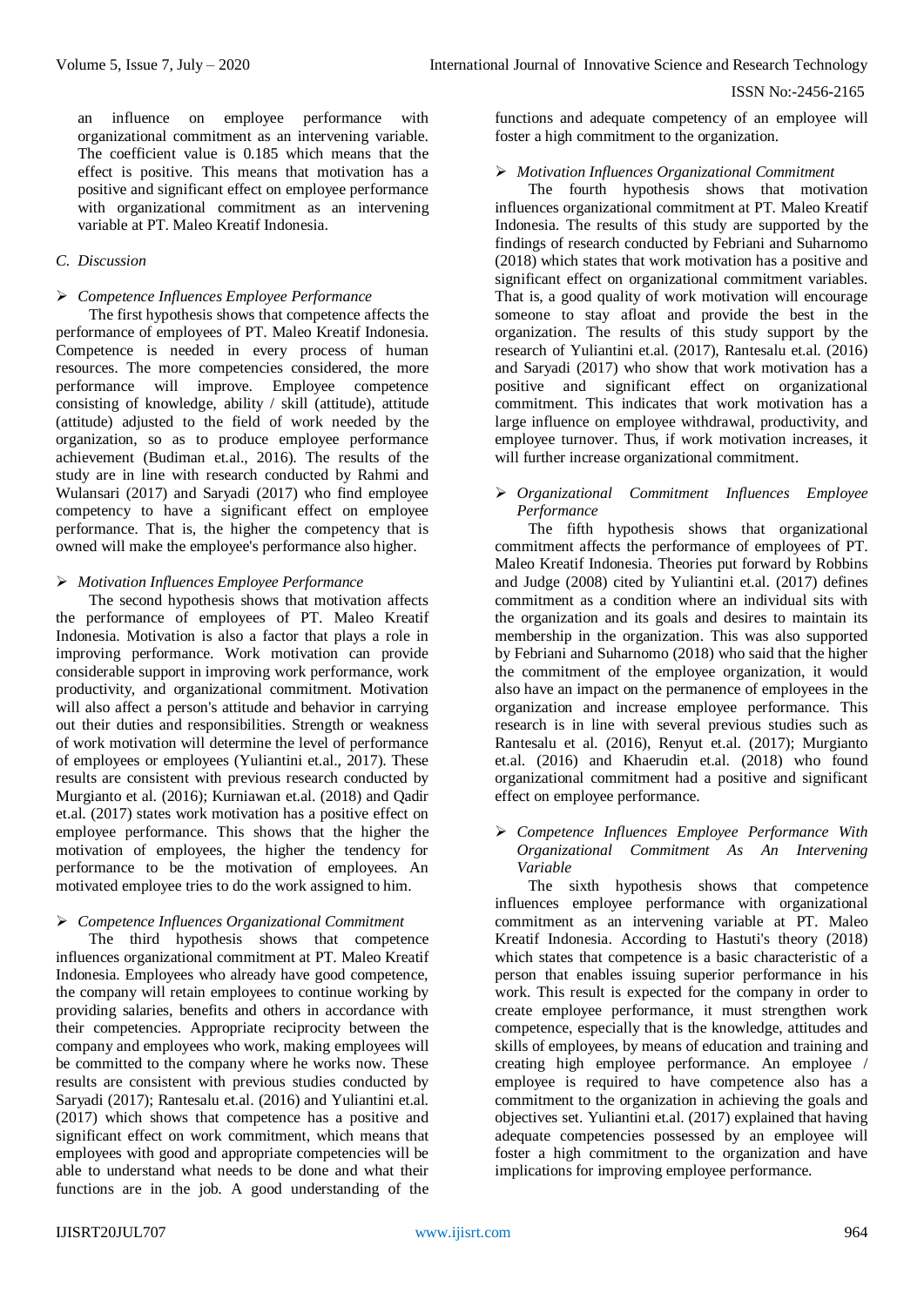an influence on employee performance with organizational commitment as an intervening variable. The coefficient value is 0.185 which means that the effect is positive. This means that motivation has a positive and significant effect on employee performance with organizational commitment as an intervening variable at PT. Maleo Kreatif Indonesia.

### C. Discussion

- *Competence Influences Employee Performance*

The first hypothesis shows that competence affects the performance of employees of PT. Maleo Kreatif Indonesia. Competence is needed in every process of human resources. The more competencies considered, the more performance will improve. Employee competence consisting of knowledge, ability / skill (attitude), attitude (attitude) adjusted to the field of work needed by the organization, so as to produce employee performance achievement (Budiman et.al., 2016). The results of the study are in line with research conducted by Rahmi and Wulansari (2017) and Saryadi (2017) who find employee competency to have a significant effect on employee performance. That is, the higher the competency that is owned will make the employee's performance also higher.

- *Motivation Influences Employee Performance*

The second hypothesis shows that motivation affects the performance of employees of PT. Maleo Kreatif Indonesia. Motivation is also a factor that plays a role in improving performance. Work motivation can provide considerable support in improving work performance, work productivity, and organizational commitment. Motivation will also affect a person's attitude and behavior in carrying out their duties and responsibilities. Strength or weakness of work motivation will determine the level of performance of employees or employees (Yuliantini et.al., 2017). These results are consistent with previous research conducted by Murgianto et al. (2016); Kurniawan et.al. (2018) and Qadir et.al. (2017) states work motivation has a positive effect on employee performance. This shows that the higher the motivation of employees, the higher the tendency for performance to be the motivation of employees. An motivated employee tries to do the work assigned to him.

- *Competence Influences Organizational Commitment*

The third hypothesis shows that competence influences organizational commitment at PT. Maleo Kreatif Indonesia. Employees who already have good competence, the company will retain employees to continue working by providing salaries, benefits and others in accordance with their competencies. Appropriate reciprocity between the company and employees who work, making employees will be committed to the company where he works now. These results are consistent with previous studies conducted by Saryadi (2017); Rantesalu et.al. (2016) and Yuliantini et.al. (2017) which shows that competence has a positive and significant effect on work commitment, which means that employees with good and appropriate competencies will be able to understand what needs to be done and what their functions are in the job. A good understanding of the functions and adequate competency of an employee will foster a high commitment to the organization.

- *Motivation Influences Organizational Commitment*

The fourth hypothesis shows that motivation influences organizational commitment at PT. Maleo Kreatif Indonesia. The results of this study are supported by the findings of research conducted by Febriani and Suharnomo (2018) which states that work motivation has a positive and significant effect on organizational commitment variables. That is, a good quality of work motivation will encourage someone to stay afloat and provide the best in the organization. The results of this study support by the research of Yuliantini et.al. (2017), Rantesalu et.al. (2016) and Saryadi (2017) who show that work motivation has a positive and significant effect on organizational commitment. This indicates that work motivation has a large influence on employee withdrawal, productivity, and employee turnover. Thus, if work motivation increases, it will further increase organizational commitment.

- *Organizational Commitment Influences Employee Performance*

The fifth hypothesis shows that organizational commitment affects the performance of employees of PT. Maleo Kreatif Indonesia. Theories put forward by Robbins and Judge (2008) cited by Yuliantini et.al. (2017) defines commitment as a condition where an individual sits with the organization and its goals and desires to maintain its membership in the organization. This was also supported by Febriani and Suharnomo (2018) who said that the higher the commitment of the employee organization, it would also have an impact on the permanence of employees in the organization and increase employee performance. This research is in line with several previous studies such as Rantesalu et al. (2016), Renyut et.al. (2017); Murgianto et.al. (2016) and Khaerudin et.al. (2018) who found organizational commitment had a positive and significant effect on employee performance.

- *Competence Influences Employee Performance With Organizational Commitment As An Intervening Variable*

The sixth hypothesis shows that competence influences employee performance with organizational commitment as an intervening variable at PT. Maleo Kreatif Indonesia. According to Hastuti's theory (2018) which states that competence is a basic characteristic of a person that enables issuing superior performance in his work. This result is expected for the company in order to create employee performance, it must strengthen work competence, especially that is the knowledge, attitudes and skills of employees, by means of education and training and creating high employee performance. An employee / employee is required to have competence also has a commitment to the organization in achieving the goals and objectives set. Yuliantini et.al. (2017) explained that having adequate competencies possessed by an employee will foster a high commitment to the organization and have implications for improving employee performance.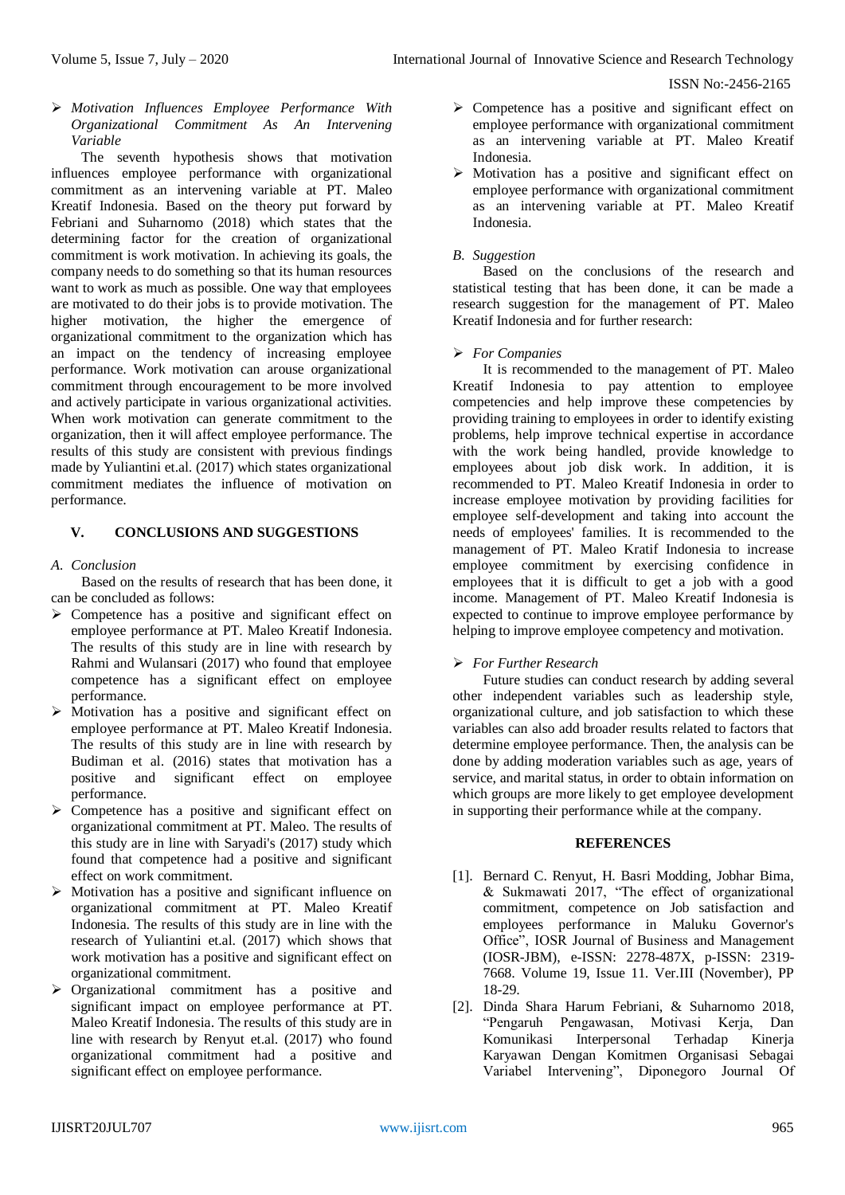- *Motivation Influences Employee Performance With Organizational Commitment As An Intervening Variable*

The seventh hypothesis shows that motivation influences employee performance with organizational commitment as an intervening variable at PT. Maleo Kreatif Indonesia. Based on the theory put forward by Febriani and Suharnomo (2018) which states that the determining factor for the creation of organizational commitment is work motivation. In achieving its goals, the company needs to do something so that its human resources want to work as much as possible. One way that employees are motivated to do their jobs is to provide motivation. The higher motivation, the higher the emergence of organizational commitment to the organization which has an impact on the tendency of increasing employee performance. Work motivation can arouse organizational commitment through encouragement to be more involved and actively participate in various organizational activities. When work motivation can generate commitment to the organization, then it will affect employee performance. The results of this study are consistent with previous findings made by Yuliantini et.al. (2017) which states organizational commitment mediates the influence of motivation on performance.

## V. CONCLUSIONS AND SUGGESTIONS

### *A. Conclusion*

Based on the results of research that has been done, it can be concluded as follows:

- Competence has a positive and significant effect on employee performance at PT. Maleo Kreatif Indonesia. The results of this study are in line with research by Rahmi and Wulansari (2017) who found that employee competence has a significant effect on employee performance.
- Motivation has a positive and significant effect on employee performance at PT. Maleo Kreatif Indonesia. The results of this study are in line with research by Budiman et al. (2016) states that motivation has a positive and significant effect on employee performance.
- Competence has a positive and significant effect on organizational commitment at PT. Maleo. The results of this study are in line with Saryadi's (2017) study which found that competence had a positive and significant effect on work commitment.
- Motivation has a positive and significant influence on organizational commitment at PT. Maleo Kreatif Indonesia. The results of this study are in line with the research of Yuliantini et.al. (2017) which shows that work motivation has a positive and significant effect on organizational commitment.
- Organizational commitment has a positive and significant impact on employee performance at PT. Maleo Kreatif Indonesia. The results of this study are in line with research by Renyut et.al. (2017) who found organizational commitment had a positive and significant effect on employee performance.
- Competence has a positive and significant effect on employee performance with organizational commitment as an intervening variable at PT. Maleo Kreatif Indonesia.
- Motivation has a positive and significant effect on employee performance with organizational commitment as an intervening variable at PT. Maleo Kreatif Indonesia.

### *B. Suggestion*

Based on the conclusions of the research and statistical testing that has been done, it can be made a research suggestion for the management of PT. Maleo Kreatif Indonesia and for further research:

- *For Companies*

It is recommended to the management of PT. Maleo Kreatif Indonesia to pay attention to employee competencies and help improve these competencies by providing training to employees in order to identify existing problems, help improve technical expertise in accordance with the work being handled, provide knowledge to employees about job disk work. In addition, it is recommended to PT. Maleo Kreatif Indonesia in order to increase employee motivation by providing facilities for employee self-development and taking into account the needs of employees' families. It is recommended to the management of PT. Maleo Kratif Indonesia to increase employee commitment by exercising confidence in employees that it is difficult to get a job with a good income. Management of PT. Maleo Kreatif Indonesia is expected to continue to improve employee performance by helping to improve employee competency and motivation.

- *For Further Research*

Future studies can conduct research by adding several other independent variables such as leadership style, organizational culture, and job satisfaction to which these variables can also add broader results related to factors that determine employee performance. Then, the analysis can be done by adding moderation variables such as age, years of service, and marital status, in order to obtain information on which groups are more likely to get employee development in supporting their performance while at the company.

## REFERENCES

[1]. Bernard C. Renyut, H. Basri Modding, Jobhar Bima, & Sukmawati 2017, "The effect of organizational commitment, competence on Job satisfaction and employees performance in Maluku Governor's Office", IOSR Journal of Business and Management (IOSR-JBM), e-ISSN: 2278-487X, p-ISSN: 2319-7668. Volume 19, Issue 11. Ver.III (November), PP 18-29.

[2]. Dinda Shara Harum Febriani, & Suharnomo 2018, "Pengaruh Pengawasan, Motivasi Kerja, Dan Komunikasi Interpersonal Terhadap Kinerja Karyawan Dengan Komitmen Organisasi Sebagai Variabel Intervening", Diponegoro Journal Of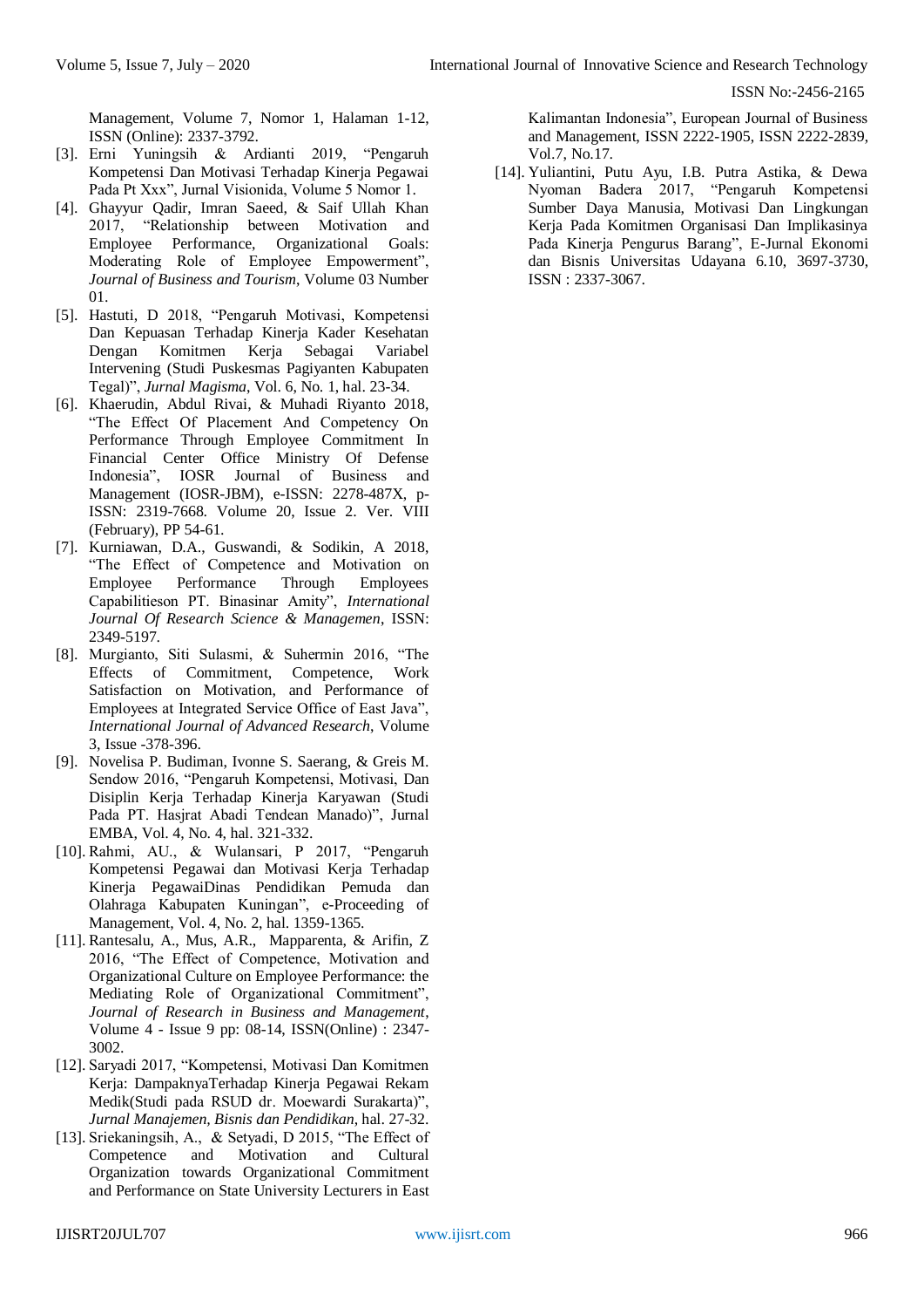Management, Volume 7, Nomor 1, Halaman 1-12, ISSN (Online): 2337-3792.

[3]. Erni Yuningsih & Ardianti 2019, "Pengaruh Kompetensi Dan Motivasi Terhadap Kinerja Pegawai Pada Pt Xxx", Jurnal Visionida, Volume 5 Nomor 1.

[4]. Ghayyur Qadir, Imran Saeed, & Saif Ullah Khan 2017, "Relationship between Motivation and Employee Performance, Organizational Goals: Moderating Role of Employee Empowerment", *Journal of Business and Tourism*, Volume 03 Number 01.

[5]. Hastuti, D 2018, "Pengaruh Motivasi, Kompetensi Dan Kepuasan Terhadap Kinerja Kader Kesehatan Dengan Komitmen Kerja Sebagai Variabel Intervening (Studi Puskesmas Pagiyanten Kabupaten Tegal)", *Jurnal Magisma*, Vol. 6, No. 1, hal. 23-34.

[6]. Khaerudin, Abdul Rivai, & Muhadi Riyanto 2018, "The Effect Of Placement And Competency On Performance Through Employee Commitment In Financial Center Office Ministry Of Defense Indonesia", IOSR Journal of Business and Management (IOSR-JBM), e-ISSN: 2278-487X, p-ISSN: 2319-7668. Volume 20, Issue 2. Ver. VIII (February), PP 54-61.

[7]. Kurniawan, D.A., Guswandi, & Sodikin, A 2018, "The Effect of Competence and Motivation on Employee Performance Through Employees Capabilitieson PT. Binasinar Amity", *International Journal Of Research Science & Managemen*, ISSN: 2349-5197.

[8]. Murgianto, Siti Sulasmi, & Suhermin 2016, "The Effects of Commitment, Competence, Work Satisfaction on Motivation, and Performance of Employees at Integrated Service Office of East Java", *International Journal of Advanced Research*, Volume 3, Issue -378-396.

[9]. Novelisa P. Budiman, Ivonne S. Saerang, & Greis M. Sendow 2016, "Pengaruh Kompetensi, Motivasi, Dan Disiplin Kerja Terhadap Kinerja Karyawan (Studi Pada PT. Hasjrat Abadi Tendean Manado)", Jurnal EMBA, Vol. 4, No. 4, hal. 321-332.

[10]. Rahmi, AU., & Wulansari, P 2017, "Pengaruh Kompetensi Pegawai dan Motivasi Kerja Terhadap Kinerja PegawaiDinas Pendidikan Pemuda dan Olahraga Kabupaten Kuningan", e-Proceeding of Management, Vol. 4, No. 2, hal. 1359-1365.

[11]. Rantesalu, A., Mus, A.R., Mapparenta, & Arifin, Z 2016, "The Effect of Competence, Motivation and Organizational Culture on Employee Performance: the Mediating Role of Organizational Commitment", *Journal of Research in Business and Management*, Volume 4 - Issue 9 pp: 08-14, ISSN(Online) : 2347-3002.

[12]. Saryadi 2017, "Kompetensi, Motivasi Dan Komitmen Kerja: DampaknyaTerhadap Kinerja Pegawai Rekam Medik(Studi pada RSUD dr. Moewardi Surakarta)", *Jurnal Manajemen, Bisnis dan Pendidikan*, hal. 27-32.

[13]. Sriekaningsih, A., & Setyadi, D 2015, "The Effect of Competence and Motivation and Cultural Organization towards Organizational Commitment and Performance on State University Lecturers in East Kalimantan Indonesia", European Journal of Business and Management, ISSN 2222-1905, ISSN 2222-2839, Vol.7, No.17.

[14]. Yuliantini, Putu Ayu, I.B. Putra Astika, & Dewa Nyoman Badera 2017, "Pengaruh Kompetensi Sumber Daya Manusia, Motivasi Dan Lingkungan Kerja Pada Komitmen Organisasi Dan Implikasinya Pada Kinerja Pengurus Barang", E-Jurnal Ekonomi dan Bisnis Universitas Udayana 6.10, 3697-3730, ISSN : 2337-3067.